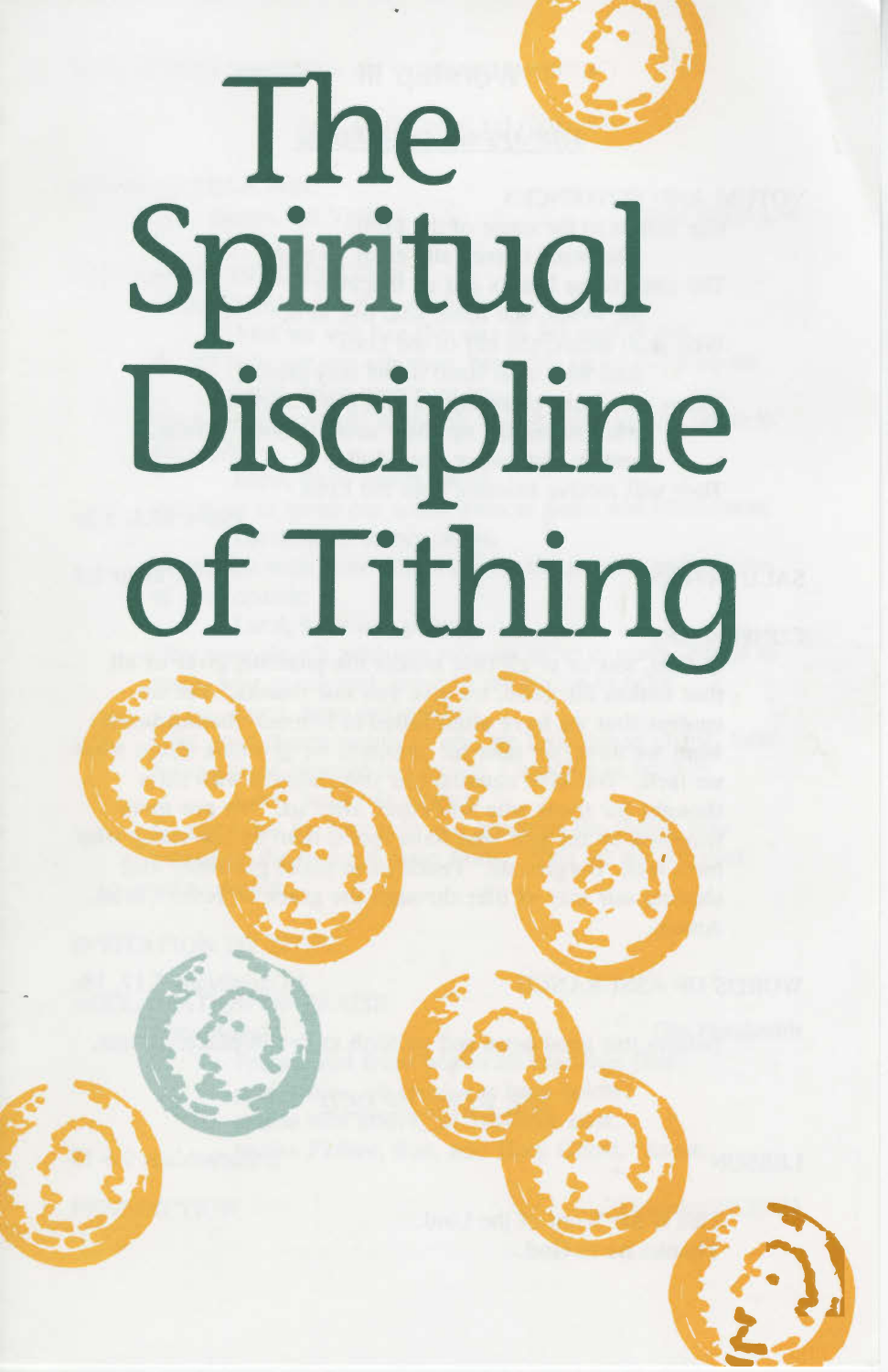# The Spiritual Discipline of Tithing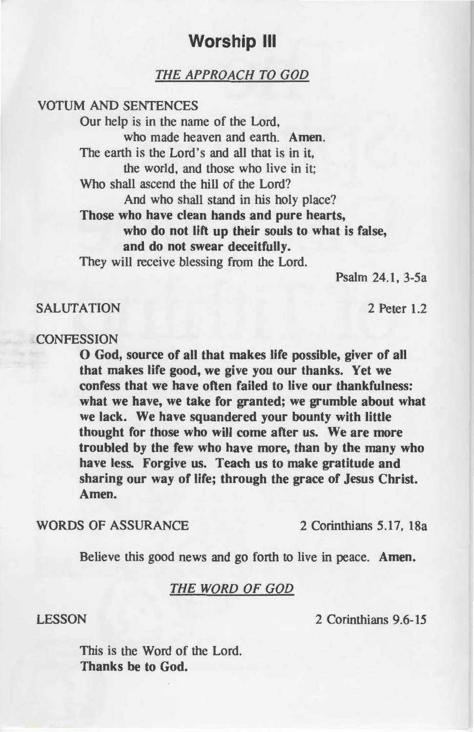# Worship III

## *THE APPROACH TO GOD*

VOTUM AND SENTENCES

Our help is in the name of the Lord,
    who made heaven and earth. **Amen.**
The earth is the Lord's and all that is in it,
    the world, and those who live in it;
Who shall ascend the hill of the Lord?
    And who shall stand in his holy place?
**Those who have clean hands and pure hearts,**
    **who do not lift up their souls to what is false,**
    **and do not swear deceitfully.**
They will receive blessing from the Lord.

Psalm 24.1, 3-5a

SALUTATION    2 Peter 1.2

CONFESSION

**O God, source of all that makes life possible, giver of all that makes life good, we give you our thanks. Yet we confess that we have often failed to live our thankfulness: what we have, we take for granted; we grumble about what we lack. We have squandered your bounty with little thought for those who will come after us. We are more troubled by the few who have more, than by the many who have less. Forgive us. Teach us to make gratitude and sharing our way of life; through the grace of Jesus Christ. Amen.**

WORDS OF ASSURANCE    2 Corinthians 5.17, 18a

Believe this good news and go forth to live in peace. **Amen.**

## *THE WORD OF GOD*

LESSON    2 Corinthians 9.6-15

This is the Word of the Lord.
**Thanks be to God.**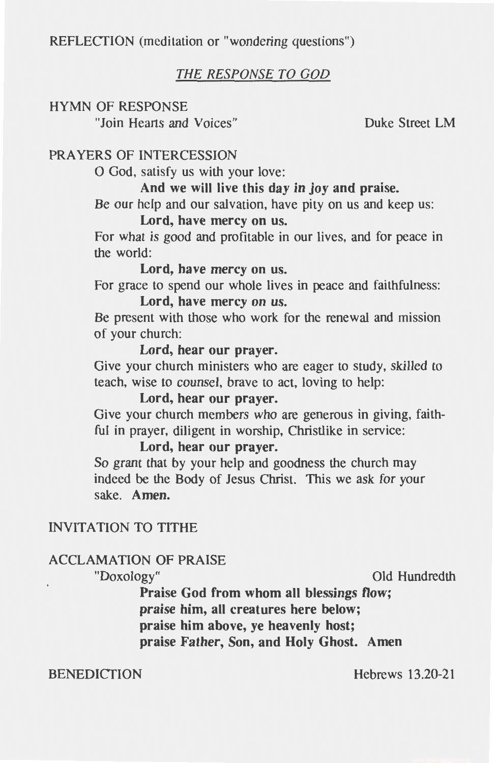REFLECTION (meditation or "wondering questions")

## *THE RESPONSE TO GOD*

HYMN OF RESPONSE

"Join Hearts and Voices" Duke Street LM

PRAYERS OF INTERCESSION

O God, satisfy us with your love:

**And we will live this day in joy and praise.**

Be our help and our salvation, have pity on us and keep us:

**Lord, have mercy on us.**

For what is good and profitable in our lives, and for peace in the world:

**Lord, have mercy on us.**

For grace to spend our whole lives in peace and faithfulness:

**Lord, have mercy on us.**

Be present with those who work for the renewal and mission of your church:

**Lord, hear our prayer.**

Give your church ministers who are eager to study, skilled to teach, wise to counsel, brave to act, loving to help:

**Lord, hear our prayer.**

Give your church members who are generous in giving, faithful in prayer, diligent in worship, Christlike in service:

**Lord, hear our prayer.**

So grant that by your help and goodness the church may indeed be the Body of Jesus Christ. This we ask for your sake. **Amen.**

INVITATION TO TITHE

ACCLAMATION OF PRAISE

"Doxology" Old Hundredth

**Praise God from whom all blessings flow;**
**praise him, all creatures here below;**
**praise him above, ye heavenly host;**
**praise Father, Son, and Holy Ghost. Amen**

BENEDICTION Hebrews 13.20-21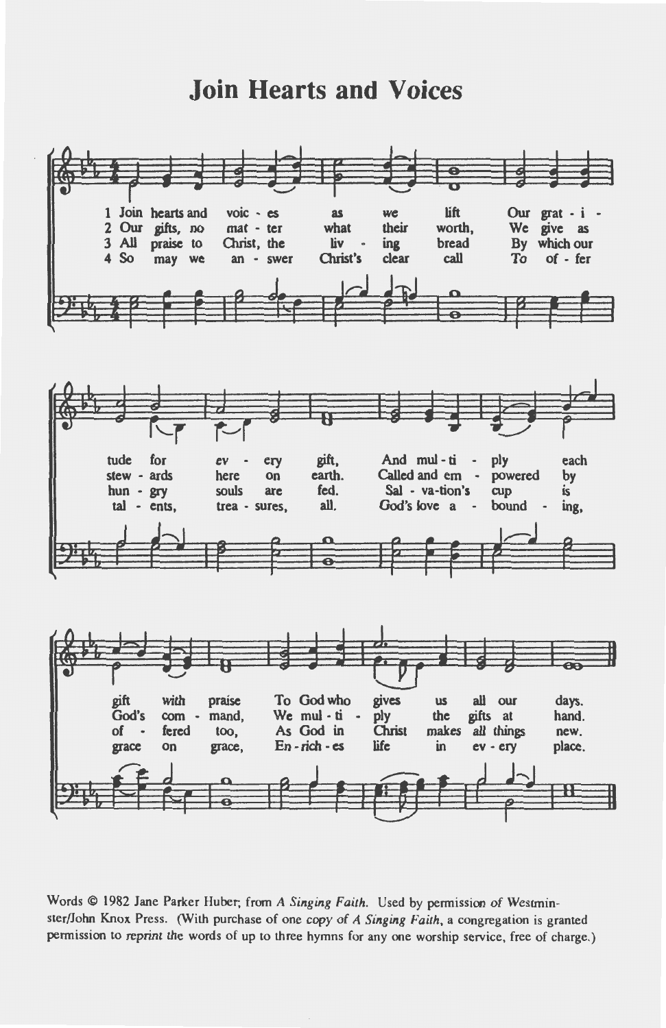# Join Hearts and Voices

1 Join hearts and voices as we lift
Our gratitude for every gift,
And multiply each gift with praise
To God who gives us all our days.

2 Our gifts, no matter what their worth,
We give as stewards here on earth.
Called and empowered by God's command,
We multiply the gifts at hand.

3 All praise to Christ, the living bread
By which our hungry souls are fed.
Salvation's cup is offered too,
As God in Christ makes all things new.

4 So may we answer Christ's clear call
To offer talents, treasures, all.
God's love abounding, grace on grace,
Enriches life in every place.

Words © 1982 Jane Parker Huber; from *A Singing Faith*. Used by permission of Westminster/John Knox Press. (With purchase of one copy of *A Singing Faith*, a congregation is granted permission to reprint the words of up to three hymns for any one worship service, free of charge.)